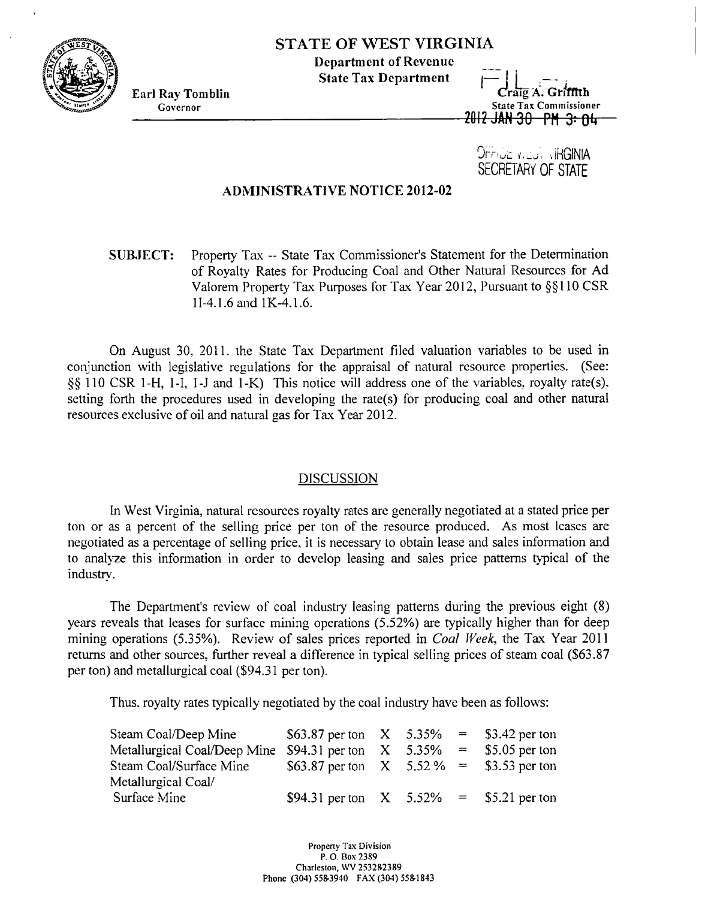# STATE OF WEST VIRGINIA

**Department of Revenue**
**State Tax Department**

Earl Ray Tomblin
Governor

Craig A. Griffith
State Tax Commissioner

FILED
2012 JAN 30 PM 3: 04

OFFICE WEST VIRGINIA
SECRETARY OF STATE

## ADMINISTRATIVE NOTICE 2012-02

**SUBJECT:** Property Tax -- State Tax Commissioner's Statement for the Determination of Royalty Rates for Producing Coal and Other Natural Resources for Ad Valorem Property Tax Purposes for Tax Year 2012, Pursuant to §§110 CSR 1I-4.1.6 and 1K-4.1.6.

On August 30, 2011, the State Tax Department filed valuation variables to be used in conjunction with legislative regulations for the appraisal of natural resource properties. (See: §§ 110 CSR 1-H, 1-I, 1-J and 1-K) This notice will address one of the variables, royalty rate(s), setting forth the procedures used in developing the rate(s) for producing coal and other natural resources exclusive of oil and natural gas for Tax Year 2012.

### DISCUSSION

In West Virginia, natural resources royalty rates are generally negotiated at a stated price per ton or as a percent of the selling price per ton of the resource produced. As most leases are negotiated as a percentage of selling price, it is necessary to obtain lease and sales information and to analyze this information in order to develop leasing and sales price patterns typical of the industry.

The Department's review of coal industry leasing patterns during the previous eight (8) years reveals that leases for surface mining operations (5.52%) are typically higher than for deep mining operations (5.35%). Review of sales prices reported in *Coal Week*, the Tax Year 2011 returns and other sources, further reveal a difference in typical selling prices of steam coal ($63.87 per ton) and metallurgical coal ($94.31 per ton).

Thus, royalty rates typically negotiated by the coal industry have been as follows:

| | | | | | |
|---|---|---|---|---|---|
| Steam Coal/Deep Mine | $63.87 per ton | X | 5.35% | = | $3.42 per ton |
| Metallurgical Coal/Deep Mine | $94.31 per ton | X | 5.35% | = | $5.05 per ton |
| Steam Coal/Surface Mine | $63.87 per ton | X | 5.52 % | = | $3.53 per ton |
| Metallurgical Coal/ Surface Mine | $94.31 per ton | X | 5.52% | = | $5.21 per ton |

Property Tax Division
P. O. Box 2389
Charleston, WV 253282389
Phone (304) 558-3940 FAX (304) 558-1843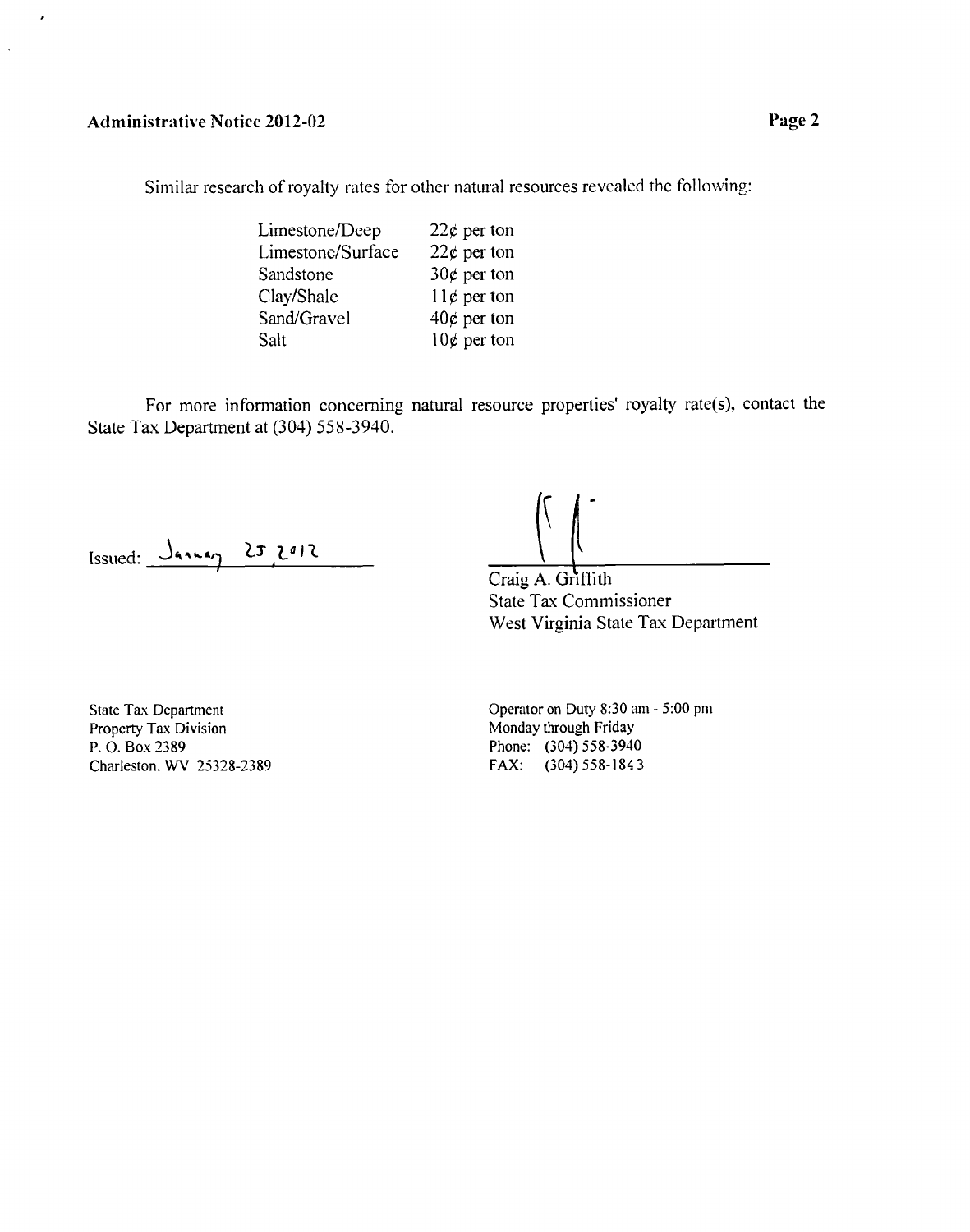Similar research of royalty rates for other natural resources revealed the following:

| | |
|---|---|
| Limestone/Deep | 22¢ per ton |
| Limestone/Surface | 22¢ per ton |
| Sandstone | 30¢ per ton |
| Clay/Shale | 11¢ per ton |
| Sand/Gravel | 40¢ per ton |
| Salt | 10¢ per ton |

For more information concerning natural resource properties' royalty rate(s), contact the State Tax Department at (304) 558-3940.

Issued: January 25, 2012

Craig A. Griffith
State Tax Commissioner
West Virginia State Tax Department

State Tax Department
Property Tax Division
P. O. Box 2389
Charleston, WV 25328-2389

Operator on Duty 8:30 am - 5:00 pm
Monday through Friday
Phone: (304) 558-3940
FAX: (304) 558-1843